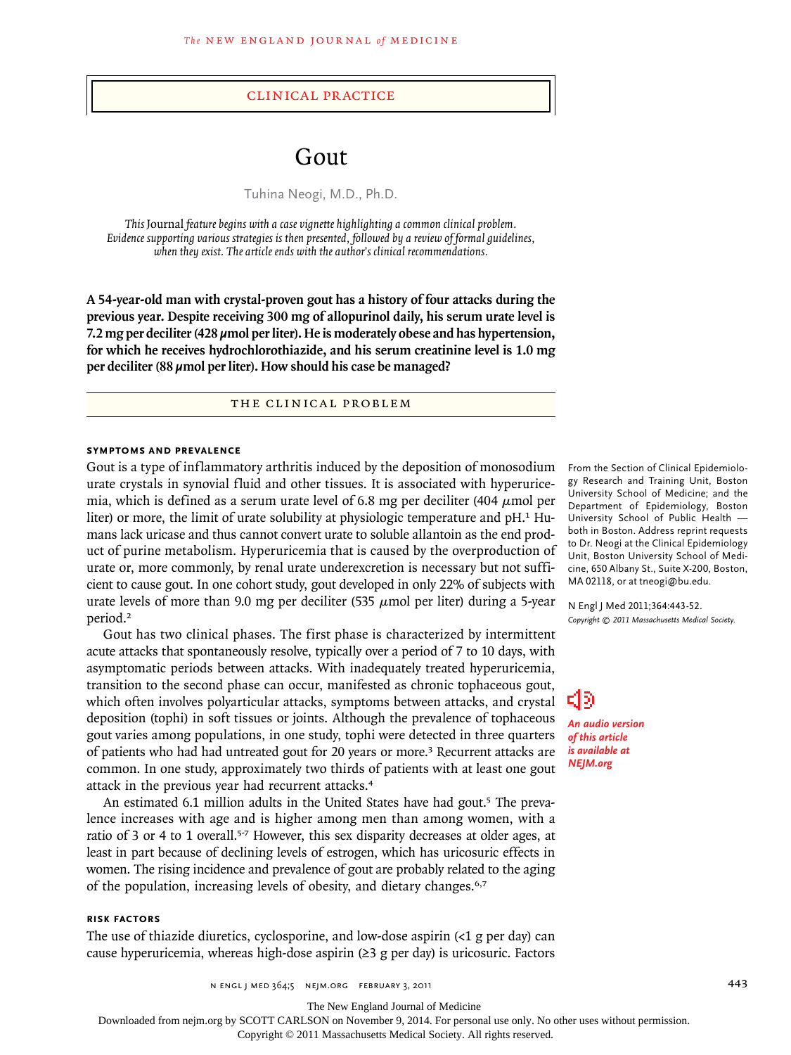## Clinical Practice

# Gout

Tuhina Neogi, M.D., Ph.D.

*This* Journal *feature begins with a case vignette highlighting a common clinical problem. Evidence supporting various strategies is then presented, followed by a review of formal guidelines, when they exist. The article ends with the author's clinical recommendations.*

**A 54-year-old man with crystal-proven gout has a history of four attacks during the previous year. Despite receiving 300 mg of allopurinol daily, his serum urate level is 7.2 mg per deciliter (428 μmol per liter). He is moderately obese and has hypertension, for which he receives hydrochlorothiazide, and his serum creatinine level is 1.0 mg per deciliter (88 μmol per liter). How should his case be managed?**

## The Clinical Problem

### Symptoms and Prevalence

Gout is a type of inflammatory arthritis induced by the deposition of monosodium urate crystals in synovial fluid and other tissues. It is associated with hyperuricemia, which is defined as a serum urate level of 6.8 mg per deciliter (404 μmol per liter) or more, the limit of urate solubility at physiologic temperature and pH.[1] Humans lack uricase and thus cannot convert urate to soluble allantoin as the end product of purine metabolism. Hyperuricemia that is caused by the overproduction of urate or, more commonly, by renal urate underexcretion is necessary but not sufficient to cause gout. In one cohort study, gout developed in only 22% of subjects with urate levels of more than 9.0 mg per deciliter (535 μmol per liter) during a 5-year period.[2]

Gout has two clinical phases. The first phase is characterized by intermittent acute attacks that spontaneously resolve, typically over a period of 7 to 10 days, with asymptomatic periods between attacks. With inadequately treated hyperuricemia, transition to the second phase can occur, manifested as chronic tophaceous gout, which often involves polyarticular attacks, symptoms between attacks, and crystal deposition (tophi) in soft tissues or joints. Although the prevalence of tophaceous gout varies among populations, in one study, tophi were detected in three quarters of patients who had had untreated gout for 20 years or more.[3] Recurrent attacks are common. In one study, approximately two thirds of patients with at least one gout attack in the previous year had recurrent attacks.[4]

An estimated 6.1 million adults in the United States have had gout.[5] The prevalence increases with age and is higher among men than among women, with a ratio of 3 or 4 to 1 overall.[5-7] However, this sex disparity decreases at older ages, at least in part because of declining levels of estrogen, which has uricosuric effects in women. The rising incidence and prevalence of gout are probably related to the aging of the population, increasing levels of obesity, and dietary changes.[6,7]

### Risk Factors

The use of thiazide diuretics, cyclosporine, and low-dose aspirin (<1 g per day) can cause hyperuricemia, whereas high-dose aspirin (≥3 g per day) is uricosuric. Factors

From the Section of Clinical Epidemiology Research and Training Unit, Boston University School of Medicine; and the Department of Epidemiology, Boston University School of Public Health — both in Boston. Address reprint requests to Dr. Neogi at the Clinical Epidemiology Unit, Boston University School of Medicine, 650 Albany St., Suite X-200, Boston, MA 02118, or at tneogi@bu.edu.

N Engl J Med 2011;364:443-52.
*Copyright © 2011 Massachusetts Medical Society.*

*An audio version of this article is available at NEJM.org*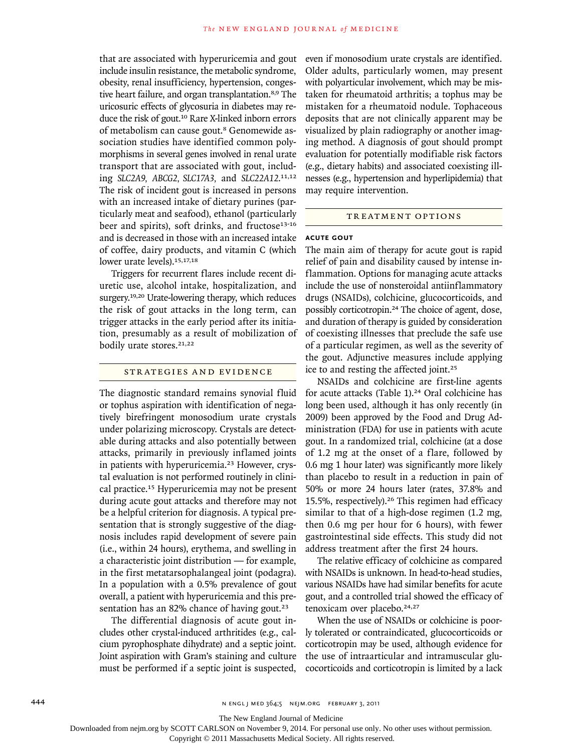that are associated with hyperuricemia and gout include insulin resistance, the metabolic syndrome, obesity, renal insufficiency, hypertension, congestive heart failure, and organ transplantation.[8,9] The uricosuric effects of glycosuria in diabetes may reduce the risk of gout.[10] Rare X-linked inborn errors of metabolism can cause gout.[8] Genomewide association studies have identified common polymorphisms in several genes involved in renal urate transport that are associated with gout, including *SLC2A9*, *ABCG2*, *SLC17A3*, and *SLC22A12*.[11,12] The risk of incident gout is increased in persons with an increased intake of dietary purines (particularly meat and seafood), ethanol (particularly beer and spirits), soft drinks, and fructose[13-16] and is decreased in those with an increased intake of coffee, dairy products, and vitamin C (which lower urate levels).[15,17,18]

Triggers for recurrent flares include recent diuretic use, alcohol intake, hospitalization, and surgery.[19,20] Urate-lowering therapy, which reduces the risk of gout attacks in the long term, can trigger attacks in the early period after its initiation, presumably as a result of mobilization of bodily urate stores.[21,22]

## STRATEGIES AND EVIDENCE

The diagnostic standard remains synovial fluid or tophus aspiration with identification of negatively birefringent monosodium urate crystals under polarizing microscopy. Crystals are detectable during attacks and also potentially between attacks, primarily in previously inflamed joints in patients with hyperuricemia.[23] However, crystal evaluation is not performed routinely in clinical practice.[15] Hyperuricemia may not be present during acute gout attacks and therefore may not be a helpful criterion for diagnosis. A typical presentation that is strongly suggestive of the diagnosis includes rapid development of severe pain (i.e., within 24 hours), erythema, and swelling in a characteristic joint distribution — for example, in the first metatarsophalangeal joint (podagra). In a population with a 0.5% prevalence of gout overall, a patient with hyperuricemia and this presentation has an 82% chance of having gout.[23]

The differential diagnosis of acute gout includes other crystal-induced arthritides (e.g., calcium pyrophosphate dihydrate) and a septic joint. Joint aspiration with Gram's staining and culture must be performed if a septic joint is suspected, even if monosodium urate crystals are identified. Older adults, particularly women, may present with polyarticular involvement, which may be mistaken for rheumatoid arthritis; a tophus may be mistaken for a rheumatoid nodule. Tophaceous deposits that are not clinically apparent may be visualized by plain radiography or another imaging method. A diagnosis of gout should prompt evaluation for potentially modifiable risk factors (e.g., dietary habits) and associated coexisting illnesses (e.g., hypertension and hyperlipidemia) that may require intervention.

## TREATMENT OPTIONS

### ACUTE GOUT

The main aim of therapy for acute gout is rapid relief of pain and disability caused by intense inflammation. Options for managing acute attacks include the use of nonsteroidal antiinflammatory drugs (NSAIDs), colchicine, glucocorticoids, and possibly corticotropin.[24] The choice of agent, dose, and duration of therapy is guided by consideration of coexisting illnesses that preclude the safe use of a particular regimen, as well as the severity of the gout. Adjunctive measures include applying ice to and resting the affected joint.[25]

NSAIDs and colchicine are first-line agents for acute attacks (Table 1).[24] Oral colchicine has long been used, although it has only recently (in 2009) been approved by the Food and Drug Administration (FDA) for use in patients with acute gout. In a randomized trial, colchicine (at a dose of 1.2 mg at the onset of a flare, followed by 0.6 mg 1 hour later) was significantly more likely than placebo to result in a reduction in pain of 50% or more 24 hours later (rates, 37.8% and 15.5%, respectively).[26] This regimen had efficacy similar to that of a high-dose regimen (1.2 mg, then 0.6 mg per hour for 6 hours), with fewer gastrointestinal side effects. This study did not address treatment after the first 24 hours.

The relative efficacy of colchicine as compared with NSAIDs is unknown. In head-to-head studies, various NSAIDs have had similar benefits for acute gout, and a controlled trial showed the efficacy of tenoxicam over placebo.[24,27]

When the use of NSAIDs or colchicine is poorly tolerated or contraindicated, glucocorticoids or corticotropin may be used, although evidence for the use of intraarticular and intramuscular glucocorticoids and corticotropin is limited by a lack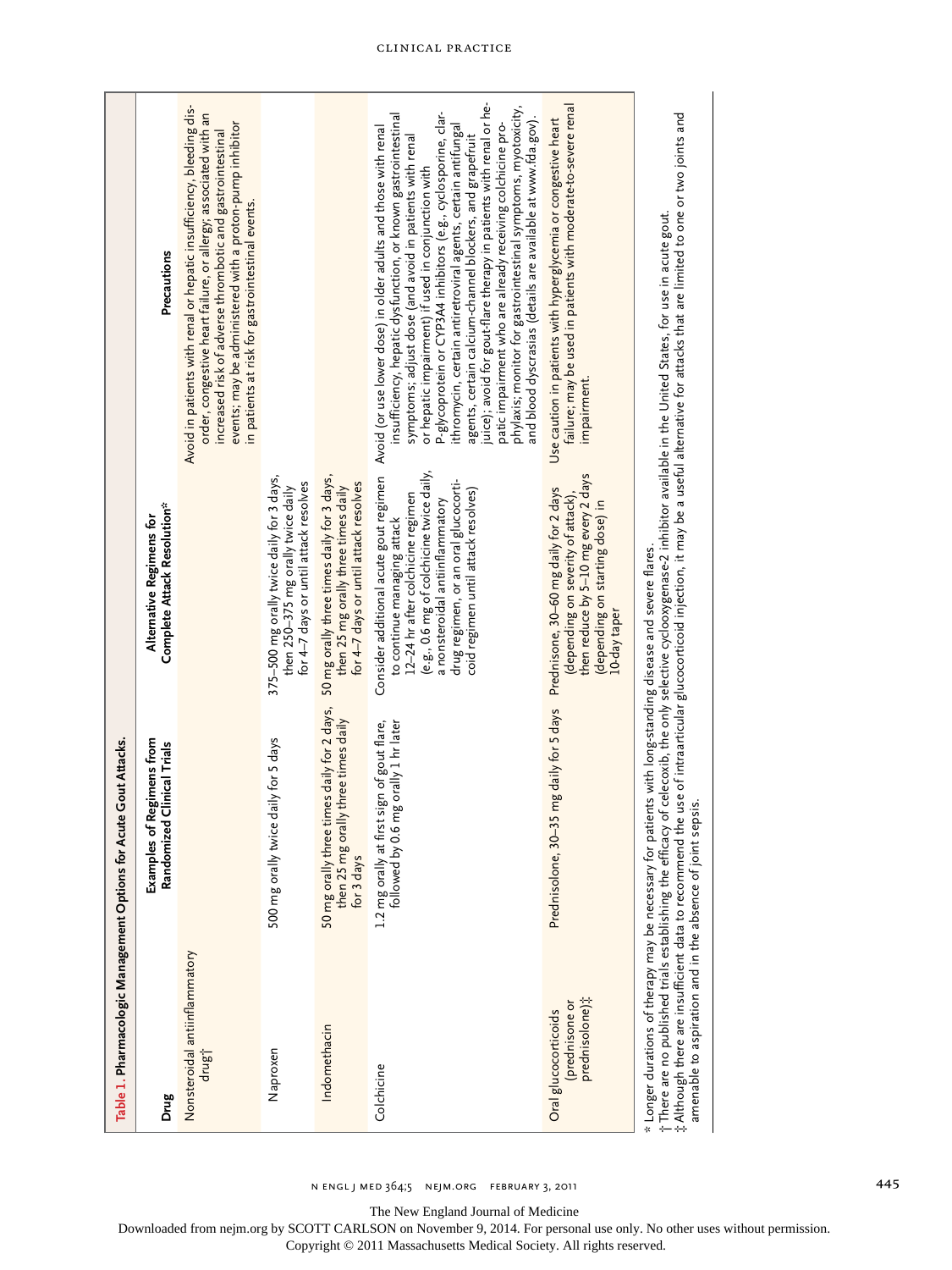**Table 1. Pharmacologic Management Options for Acute Gout Attacks.**

| Drug | Examples of Regimens from Randomized Clinical Trials | Alternative Regimens for Complete Attack Resolution* | Precautions |
|---|---|---|---|
| Nonsteroidal antiinflammatory drug† | | | Avoid in patients with renal or hepatic insufficiency, bleeding disorder, congestive heart failure, or allergy; associated with an increased risk of adverse thrombotic and gastrointestinal events; may be administered with a proton-pump inhibitor in patients at risk for gastrointestinal events. |
| Naproxen | 500 mg orally twice daily for 5 days | 375–500 mg orally twice daily for 3 days, then 250–375 mg orally twice daily for 4–7 days or until attack resolves | |
| Indomethacin | 50 mg orally three times daily for 2 days, then 25 mg orally three times daily for 3 days | 50 mg orally three times daily for 3 days, then 25 mg orally three times daily for 4–7 days or until attack resolves | |
| Colchicine | 1.2 mg orally at first sign of gout flare, followed by 0.6 mg orally 1 hr later | Consider additional acute gout regimen to continue managing attack 12–24 hr after colchicine regimen (e.g., 0.6 mg of colchicine twice daily, a nonsteroidal antiinflammatory drug regimen, or an oral glucocorticoid regimen until attack resolves) | Avoid (or use lower dose) in older adults and those with renal insufficiency, hepatic dysfunction, or known gastrointestinal symptoms; adjust dose (and avoid in patients with renal or hepatic impairment) if used in conjunction with P-glycoprotein or CYP3A4 inhibitors (e.g., cyclosporine, clarithromycin, certain antiretroviral agents, certain antifungal agents, certain calcium-channel blockers, and grapefruit juice); avoid for gout-flare therapy in patients with renal or hepatic impairment who are already receiving colchicine prophylaxis; monitor for gastrointestinal symptoms, myotoxicity, and blood dyscrasias (details are available at www.fda.gov). |
| Oral glucocorticoids (prednisone or prednisolone)‡ | Prednisolone, 30–35 mg daily for 5 days | Prednisone, 30–60 mg daily for 2 days (depending on severity of attack), then reduce by 5–10 mg every 2 days (depending on starting dose) in 10-day taper | Use caution in patients with hyperglycemia or congestive heart failure; may be used in patients with moderate-to-severe renal impairment. |

\* Longer durations of therapy may be necessary for patients with long-standing disease and severe flares.

† There are no published trials establishing the efficacy of celecoxib, the only selective cyclooxygenase-2 inhibitor available in the United States, for use in acute gout.

‡ Although there are insufficient data to recommend the use of intraarticular glucocorticoid injection, it may be a useful alternative for attacks that are limited to one or two joints and amenable to aspiration and in the absence of joint sepsis.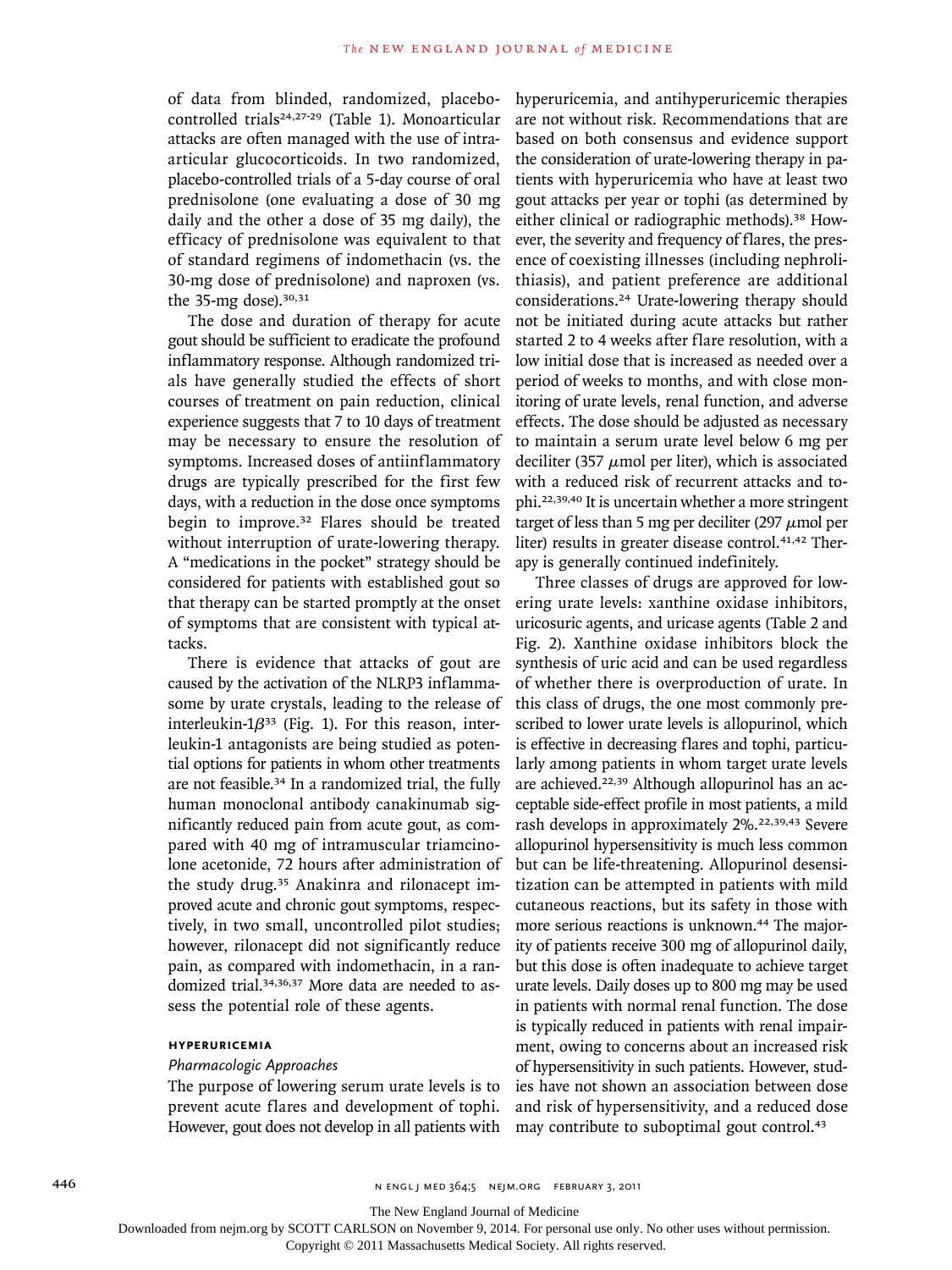of data from blinded, randomized, placebo-controlled trials[24,27-29] (Table 1). Monoarticular attacks are often managed with the use of intraarticular glucocorticoids. In two randomized, placebo-controlled trials of a 5-day course of oral prednisolone (one evaluating a dose of 30 mg daily and the other a dose of 35 mg daily), the efficacy of prednisolone was equivalent to that of standard regimens of indomethacin (vs. the 30-mg dose of prednisolone) and naproxen (vs. the 35-mg dose).[30,31]

The dose and duration of therapy for acute gout should be sufficient to eradicate the profound inflammatory response. Although randomized trials have generally studied the effects of short courses of treatment on pain reduction, clinical experience suggests that 7 to 10 days of treatment may be necessary to ensure the resolution of symptoms. Increased doses of antiinflammatory drugs are typically prescribed for the first few days, with a reduction in the dose once symptoms begin to improve.[32] Flares should be treated without interruption of urate-lowering therapy. A "medications in the pocket" strategy should be considered for patients with established gout so that therapy can be started promptly at the onset of symptoms that are consistent with typical attacks.

There is evidence that attacks of gout are caused by the activation of the NLRP3 inflammasome by urate crystals, leading to the release of interleukin-1$\beta$[33] (Fig. 1). For this reason, interleukin-1 antagonists are being studied as potential options for patients in whom other treatments are not feasible.[34] In a randomized trial, the fully human monoclonal antibody canakinumab significantly reduced pain from acute gout, as compared with 40 mg of intramuscular triamcinolone acetonide, 72 hours after administration of the study drug.[35] Anakinra and rilonacept improved acute and chronic gout symptoms, respectively, in two small, uncontrolled pilot studies; however, rilonacept did not significantly reduce pain, as compared with indomethacin, in a randomized trial.[34,36,37] More data are needed to assess the potential role of these agents.

### HYPERURICEMIA

*Pharmacologic Approaches*

The purpose of lowering serum urate levels is to prevent acute flares and development of tophi. However, gout does not develop in all patients with hyperuricemia, and antihyperuricemic therapies are not without risk. Recommendations that are based on both consensus and evidence support the consideration of urate-lowering therapy in patients with hyperuricemia who have at least two gout attacks per year or tophi (as determined by either clinical or radiographic methods).[38] However, the severity and frequency of flares, the presence of coexisting illnesses (including nephrolithiasis), and patient preference are additional considerations.[24] Urate-lowering therapy should not be initiated during acute attacks but rather started 2 to 4 weeks after flare resolution, with a low initial dose that is increased as needed over a period of weeks to months, and with close monitoring of urate levels, renal function, and adverse effects. The dose should be adjusted as necessary to maintain a serum urate level below 6 mg per deciliter (357 $\mu$mol per liter), which is associated with a reduced risk of recurrent attacks and tophi.[22,39,40] It is uncertain whether a more stringent target of less than 5 mg per deciliter (297 $\mu$mol per liter) results in greater disease control.[41,42] Therapy is generally continued indefinitely.

Three classes of drugs are approved for lowering urate levels: xanthine oxidase inhibitors, uricosuric agents, and uricase agents (Table 2 and Fig. 2). Xanthine oxidase inhibitors block the synthesis of uric acid and can be used regardless of whether there is overproduction of urate. In this class of drugs, the one most commonly prescribed to lower urate levels is allopurinol, which is effective in decreasing flares and tophi, particularly among patients in whom target urate levels are achieved.[22,39] Although allopurinol has an acceptable side-effect profile in most patients, a mild rash develops in approximately 2%.[22,39,43] Severe allopurinol hypersensitivity is much less common but can be life-threatening. Allopurinol desensitization can be attempted in patients with mild cutaneous reactions, but its safety in those with more serious reactions is unknown.[44] The majority of patients receive 300 mg of allopurinol daily, but this dose is often inadequate to achieve target urate levels. Daily doses up to 800 mg may be used in patients with normal renal function. The dose is typically reduced in patients with renal impairment, owing to concerns about an increased risk of hypersensitivity in such patients. However, studies have not shown an association between dose and risk of hypersensitivity, and a reduced dose may contribute to suboptimal gout control.[43]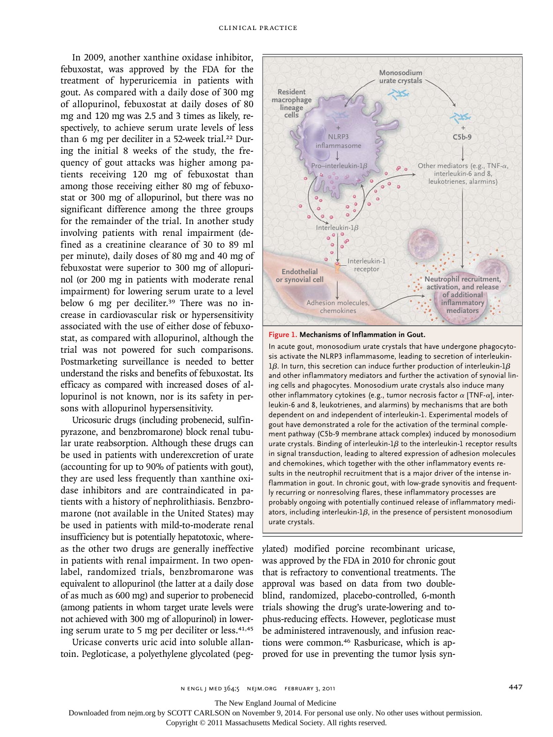In 2009, another xanthine oxidase inhibitor, febuxostat, was approved by the FDA for the treatment of hyperuricemia in patients with gout. As compared with a daily dose of 300 mg of allopurinol, febuxostat at daily doses of 80 mg and 120 mg was 2.5 and 3 times as likely, respectively, to achieve serum urate levels of less than 6 mg per deciliter in a 52-week trial.[22] During the initial 8 weeks of the study, the frequency of gout attacks was higher among patients receiving 120 mg of febuxostat than among those receiving either 80 mg of febuxostat or 300 mg of allopurinol, but there was no significant difference among the three groups for the remainder of the trial. In another study involving patients with renal impairment (defined as a creatinine clearance of 30 to 89 ml per minute), daily doses of 80 mg and 40 mg of febuxostat were superior to 300 mg of allopurinol (or 200 mg in patients with moderate renal impairment) for lowering serum urate to a level below 6 mg per deciliter.[39] There was no increase in cardiovascular risk or hypersensitivity associated with the use of either dose of febuxostat, as compared with allopurinol, although the trial was not powered for such comparisons. Postmarketing surveillance is needed to better understand the risks and benefits of febuxostat. Its efficacy as compared with increased doses of allopurinol is not known, nor is its safety in persons with allopurinol hypersensitivity.

Uricosuric drugs (including probenecid, sulfinpyrazone, and benzbromarone) block renal tubular urate reabsorption. Although these drugs can be used in patients with underexcretion of urate (accounting for up to 90% of patients with gout), they are used less frequently than xanthine oxidase inhibitors and are contraindicated in patients with a history of nephrolithiasis. Benzbromarone (not available in the United States) may be used in patients with mild-to-moderate renal insufficiency but is potentially hepatotoxic, whereas the other two drugs are generally ineffective in patients with renal impairment. In two open-label, randomized trials, benzbromarone was equivalent to allopurinol (the latter at a daily dose of as much as 600 mg) and superior to probenecid (among patients in whom target urate levels were not achieved with 300 mg of allopurinol) in lowering serum urate to 5 mg per deciliter or less.[41,45]

Uricase converts uric acid into soluble allantoin. Pegloticase, a polyethylene glycolated (pegylated) modified porcine recombinant uricase, was approved by the FDA in 2010 for chronic gout that is refractory to conventional treatments. The approval was based on data from two double-blind, randomized, placebo-controlled, 6-month trials showing the drug's urate-lowering and tophus-reducing effects. However, pegloticase must be administered intravenously, and infusion reactions were common.[46] Rasburicase, which is approved for use in preventing the tumor lysis syn-

**Figure 1. Mechanisms of Inflammation in Gout.**

In acute gout, monosodium urate crystals that have undergone phagocytosis activate the NLRP3 inflammasome, leading to secretion of interleukin-1$\beta$. In turn, this secretion can induce further production of interleukin-1$\beta$ and other inflammatory mediators and further the activation of synovial lining cells and phagocytes. Monosodium urate crystals also induce many other inflammatory cytokines (e.g., tumor necrosis factor $\alpha$ [TNF-$\alpha$], interleukin-6 and 8, leukotrienes, and alarmins) by mechanisms that are both dependent on and independent of interleukin-1. Experimental models of gout have demonstrated a role for the activation of the terminal complement pathway (C5b-9 membrane attack complex) induced by monosodium urate crystals. Binding of interleukin-1$\beta$ to the interleukin-1 receptor results in signal transduction, leading to altered expression of adhesion molecules and chemokines, which together with the other inflammatory events results in the neutrophil recruitment that is a major driver of the intense inflammation in gout. In chronic gout, with low-grade synovitis and frequently recurring or nonresolving flares, these inflammatory processes are probably ongoing with potentially continued release of inflammatory mediators, including interleukin-1$\beta$, in the presence of persistent monosodium urate crystals.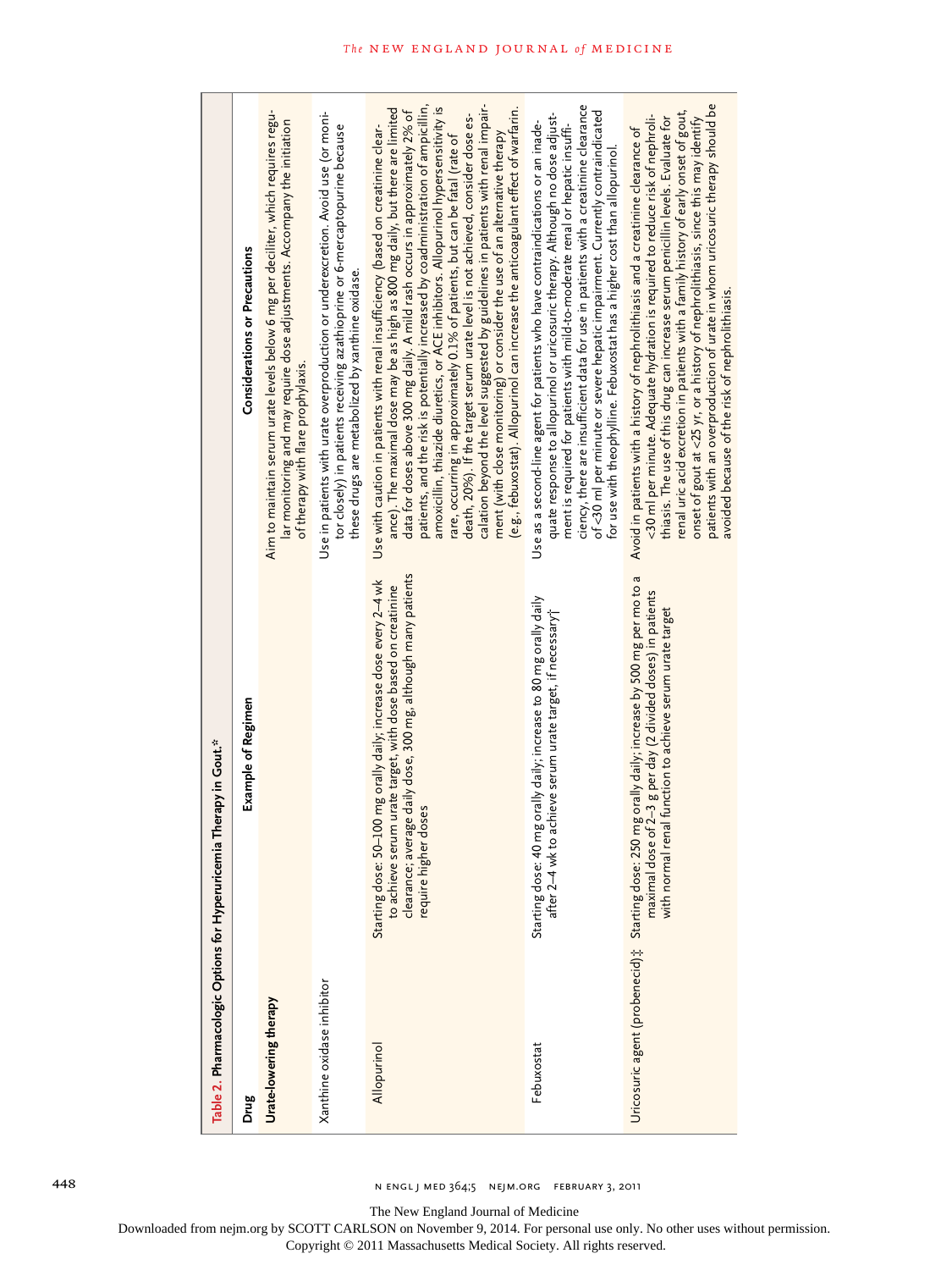**Table 2.** Pharmacologic Options for Hyperuricemia Therapy in Gout.*

| Drug | Example of Regimen | Considerations or Precautions |
|---|---|---|
| **Urate-lowering therapy** | | Aim to maintain serum urate levels below 6 mg per deciliter, which requires regular monitoring and may require dose adjustments. Accompany the initiation of therapy with flare prophylaxis. |
| Xanthine oxidase inhibitor | | Use in patients with urate overproduction or underexcretion. Avoid use (or monitor closely) in patients receiving azathioprine or 6-mercaptopurine because these drugs are metabolized by xanthine oxidase. |
| Allopurinol | Starting dose: 50–100 mg orally daily; increase dose every 2–4 wk to achieve serum urate target, with dose based on creatinine clearance; average daily dose, 300 mg, although many patients require higher doses | Use with caution in patients with renal insufficiency (based on creatinine clearance). The maximal dose may be as high as 800 mg daily, but there are limited data for doses above 300 mg daily. A mild rash occurs in approximately 2% of patients, and the risk is potentially increased by coadministration of ampicillin, amoxicillin, thiazide diuretics, or ACE inhibitors. Allopurinol hypersensitivity is rare, occurring in approximately 0.1% of patients, but can be fatal (rate of death, 20%). If the target serum urate level is not achieved, consider dose escalation beyond the level suggested by guidelines in patients with renal impairment (with close monitoring) or consider the use of an alternative therapy (e.g., febuxostat). Allopurinol can increase the anticoagulant effect of warfarin. |
| Febuxostat | Starting dose: 40 mg orally daily; increase to 80 mg orally daily after 2–4 wk to achieve serum urate target, if necessary† | Use as a second-line agent for patients who have contraindications or an inadequate response to allopurinol or uricosuric therapy. Although no dose adjustment is required for patients with mild-to-moderate renal or hepatic insufficiency, there are insufficient data for use in patients with a creatinine clearance of <30 ml per minute or severe hepatic impairment. Currently contraindicated for use with theophylline. Febuxostat has a higher cost than allopurinol. |
| Uricosuric agent (probenecid)‡ | Starting dose: 250 mg orally daily; increase by 500 mg per mo to a maximal dose of 2–3 g per day (2 divided doses) in patients with normal renal function to achieve serum urate target | Avoid in patients with a history of nephrolithiasis and a creatinine clearance of <30 ml per minute. Adequate hydration is required to reduce risk of nephrolithiasis. The use of this drug can increase serum penicillin levels. Evaluate for renal uric acid excretion in patients with a family history of early onset of gout, onset of gout at <25 yr, or a history of nephrolithiasis, since this may identify patients with an overproduction of urate in whom uricosuric therapy should be avoided because of the risk of nephrolithiasis. |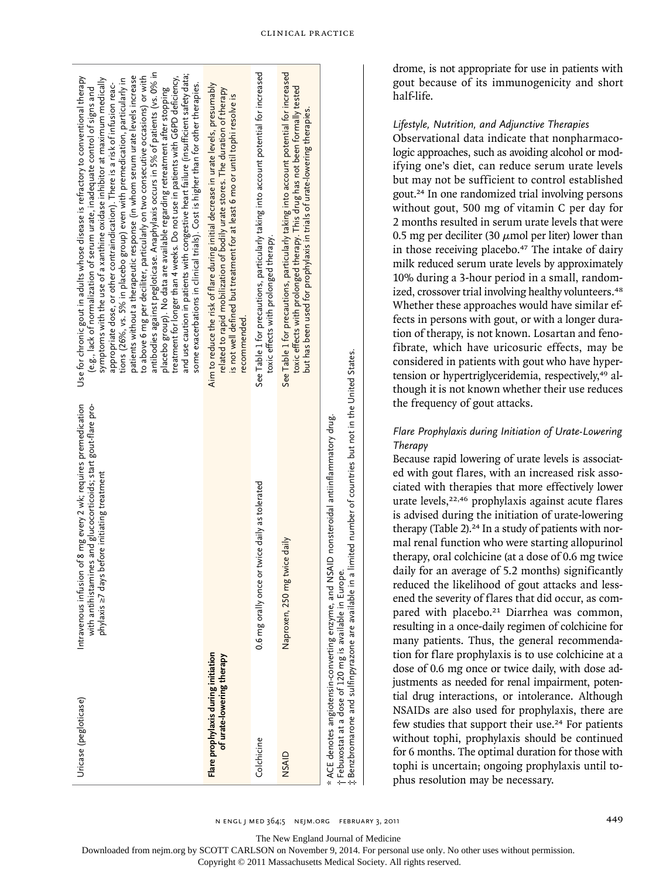| | | |
|---|---|---|
| Uricase (pegloticase) | Intravenous infusion of 8 mg every 2 wk; requires premedication with antihistamines and glucocorticoids; start gout-flare prophylaxis ≥7 days before initiating treatment | Use for chronic gout in adults whose disease is refractory to conventional therapy (e.g., lack of normalization of serum urate, inadequate control of signs and symptoms with the use of a xanthine oxidase inhibitor at maximum medically appropriate dose, or other contraindication). There is a risk of infusion reactions (26%, vs. 5% in placebo group) even with premedication, particularly in patients without a therapeutic response (in whom serum urate levels increase to above 6 mg per deciliter, particularly on two consecutive occasions) or with antibodies against pegloticase. Anaphylaxis occurs in 5% of patients (vs. 0% in placebo group). No data are available regarding retreatment after stopping treatment for longer than 4 weeks. Do not use in patients with G6PD deficiency, and use caution in patients with congestive heart failure (insufficient safety data; some exacerbations in clinical trials). Cost is higher than for other therapies. |
| **Flare prophylaxis during initiation of urate-lowering therapy** | | Aim to reduce the risk of flare during initial decrease in urate levels, presumably related to rapid mobilization of bodily urate stores. The duration of therapy is not well defined but treatment for at least 6 mo or until tophi resolve is recommended. |
| Colchicine | 0.6 mg orally once or twice daily as tolerated | See Table 1 for precautions, particularly taking into account potential for increased toxic effects with prolonged therapy. |
| NSAID | Naproxen, 250 mg twice daily | See Table 1 for precautions, particularly taking into account potential for increased toxic effects with prolonged therapy. This drug has not been formally tested but has been used for prophylaxis in trials of urate-lowering therapies. |

* ACE denotes angiotensin-converting enzyme, and NSAID nonsteroidal antiinflammatory drug.
† Febuxostat at a dose of 120 mg is available in Europe.
‡ Benzbromarone and sulfinpyrazone are available in a limited number of countries but not in the United States.

drome, is not appropriate for use in patients with gout because of its immunogenicity and short half-life.

### *Lifestyle, Nutrition, and Adjunctive Therapies*

Observational data indicate that nonpharmacologic approaches, such as avoiding alcohol or modifying one's diet, can reduce serum urate levels but may not be sufficient to control established gout.[24] In one randomized trial involving persons without gout, 500 mg of vitamin C per day for 2 months resulted in serum urate levels that were 0.5 mg per deciliter (30 μmol per liter) lower than in those receiving placebo.[47] The intake of dairy milk reduced serum urate levels by approximately 10% during a 3-hour period in a small, randomized, crossover trial involving healthy volunteers.[48] Whether these approaches would have similar effects in persons with gout, or with a longer duration of therapy, is not known. Losartan and fenofibrate, which have uricosuric effects, may be considered in patients with gout who have hypertension or hypertriglyceridemia, respectively,[49] although it is not known whether their use reduces the frequency of gout attacks.

### *Flare Prophylaxis during Initiation of Urate-Lowering Therapy*

Because rapid lowering of urate levels is associated with gout flares, with an increased risk associated with therapies that more effectively lower urate levels,[22,46] prophylaxis against acute flares is advised during the initiation of urate-lowering therapy (Table 2).[24] In a study of patients with normal renal function who were starting allopurinol therapy, oral colchicine (at a dose of 0.6 mg twice daily for an average of 5.2 months) significantly reduced the likelihood of gout attacks and lessened the severity of flares that did occur, as compared with placebo.[21] Diarrhea was common, resulting in a once-daily regimen of colchicine for many patients. Thus, the general recommendation for flare prophylaxis is to use colchicine at a dose of 0.6 mg once or twice daily, with dose adjustments as needed for renal impairment, potential drug interactions, or intolerance. Although NSAIDs are also used for prophylaxis, there are few studies that support their use.[24] For patients without tophi, prophylaxis should be continued for 6 months. The optimal duration for those with tophi is uncertain; ongoing prophylaxis until tophus resolution may be necessary.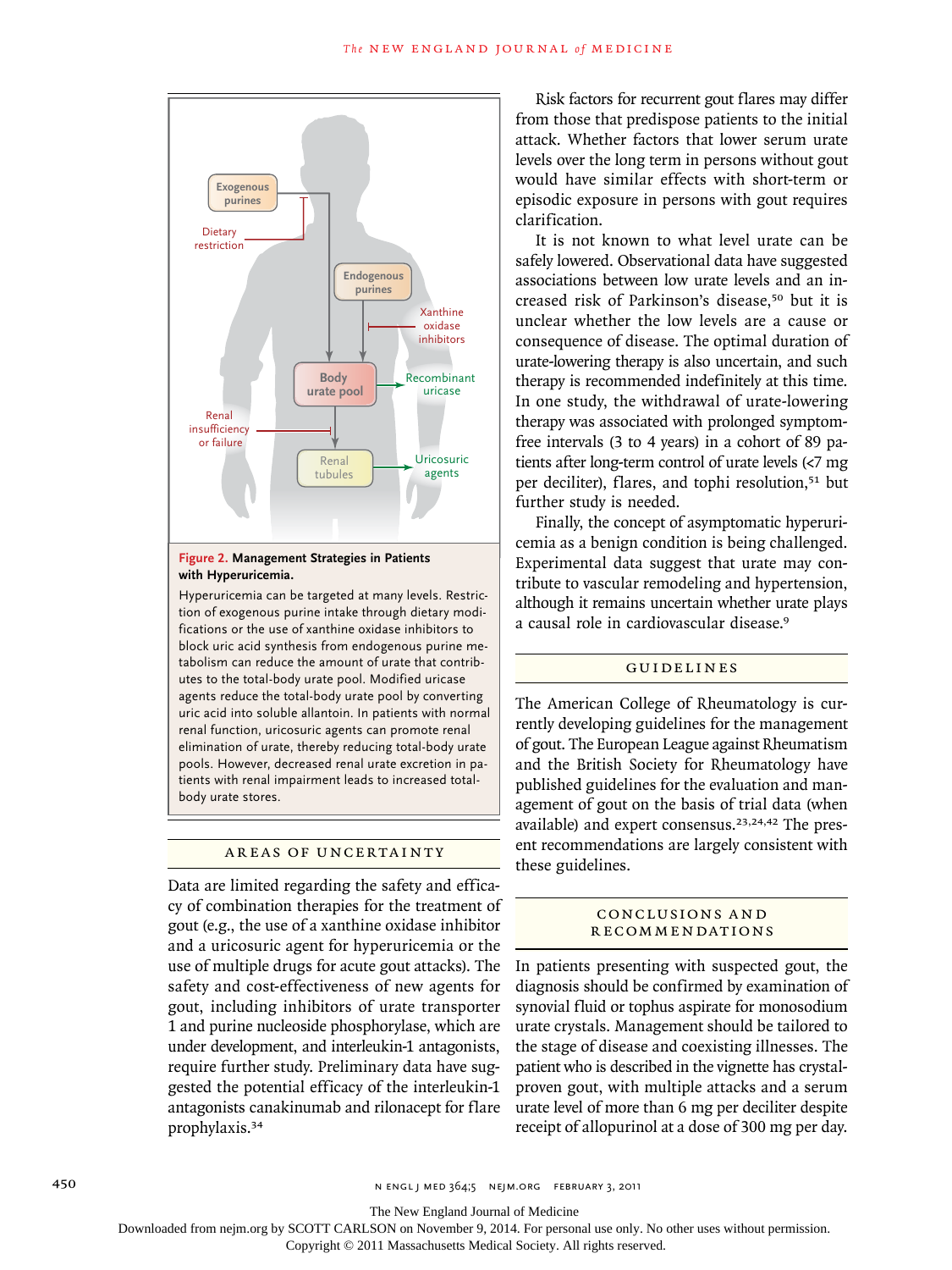**Figure 2. Management Strategies in Patients with Hyperuricemia.**

Hyperuricemia can be targeted at many levels. Restriction of exogenous purine intake through dietary modifications or the use of xanthine oxidase inhibitors to block uric acid synthesis from endogenous purine metabolism can reduce the amount of urate that contributes to the total-body urate pool. Modified uricase agents reduce the total-body urate pool by converting uric acid into soluble allantoin. In patients with normal renal function, uricosuric agents can promote renal elimination of urate, thereby reducing total-body urate pools. However, decreased renal urate excretion in patients with renal impairment leads to increased total-body urate stores.

## AREAS OF UNCERTAINTY

Data are limited regarding the safety and efficacy of combination therapies for the treatment of gout (e.g., the use of a xanthine oxidase inhibitor and a uricosuric agent for hyperuricemia or the use of multiple drugs for acute gout attacks). The safety and cost-effectiveness of new agents for gout, including inhibitors of urate transporter 1 and purine nucleoside phosphorylase, which are under development, and interleukin-1 antagonists, require further study. Preliminary data have suggested the potential efficacy of the interleukin-1 antagonists canakinumab and rilonacept for flare prophylaxis.[34]

Risk factors for recurrent gout flares may differ from those that predispose patients to the initial attack. Whether factors that lower serum urate levels over the long term in persons without gout would have similar effects with short-term or episodic exposure in persons with gout requires clarification.

It is not known to what level urate can be safely lowered. Observational data have suggested associations between low urate levels and an increased risk of Parkinson's disease,[50] but it is unclear whether the low levels are a cause or consequence of disease. The optimal duration of urate-lowering therapy is also uncertain, and such therapy is recommended indefinitely at this time. In one study, the withdrawal of urate-lowering therapy was associated with prolonged symptom-free intervals (3 to 4 years) in a cohort of 89 patients after long-term control of urate levels (<7 mg per deciliter), flares, and tophi resolution,[51] but further study is needed.

Finally, the concept of asymptomatic hyperuricemia as a benign condition is being challenged. Experimental data suggest that urate may contribute to vascular remodeling and hypertension, although it remains uncertain whether urate plays a causal role in cardiovascular disease.[9]

## GUIDELINES

The American College of Rheumatology is currently developing guidelines for the management of gout. The European League against Rheumatism and the British Society for Rheumatology have published guidelines for the evaluation and management of gout on the basis of trial data (when available) and expert consensus.[23,24,42] The present recommendations are largely consistent with these guidelines.

## CONCLUSIONS AND RECOMMENDATIONS

In patients presenting with suspected gout, the diagnosis should be confirmed by examination of synovial fluid or tophus aspirate for monosodium urate crystals. Management should be tailored to the stage of disease and coexisting illnesses. The patient who is described in the vignette has crystal-proven gout, with multiple attacks and a serum urate level of more than 6 mg per deciliter despite receipt of allopurinol at a dose of 300 mg per day.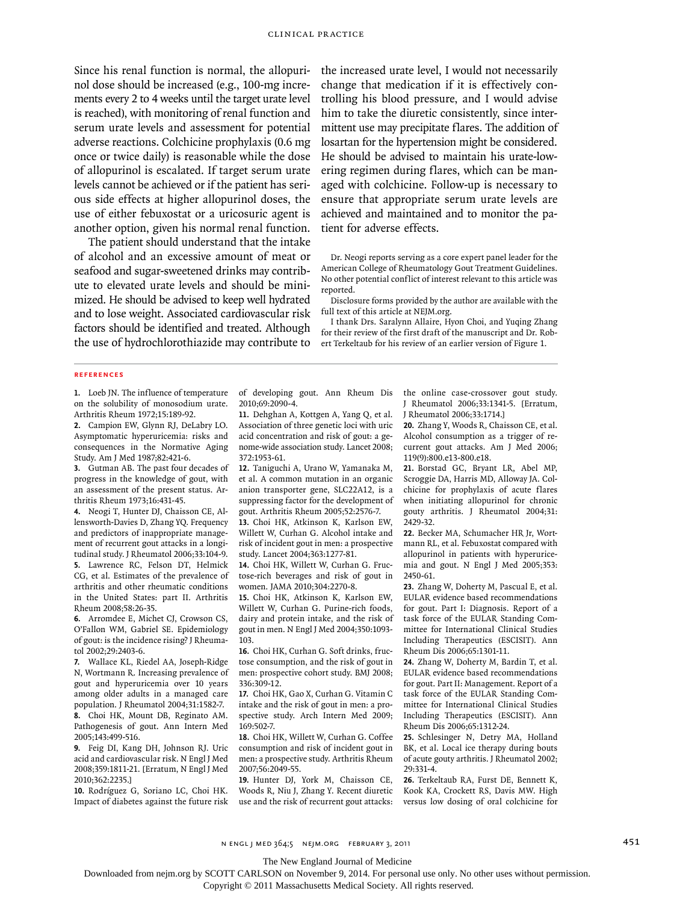Since his renal function is normal, the allopurinol dose should be increased (e.g., 100-mg increments every 2 to 4 weeks until the target urate level is reached), with monitoring of renal function and serum urate levels and assessment for potential adverse reactions. Colchicine prophylaxis (0.6 mg once or twice daily) is reasonable while the dose of allopurinol is escalated. If target serum urate levels cannot be achieved or if the patient has serious side effects at higher allopurinol doses, the use of either febuxostat or a uricosuric agent is another option, given his normal renal function.

The patient should understand that the intake of alcohol and an excessive amount of meat or seafood and sugar-sweetened drinks may contribute to elevated urate levels and should be minimized. He should be advised to keep well hydrated and to lose weight. Associated cardiovascular risk factors should be identified and treated. Although the use of hydrochlorothiazide may contribute to the increased urate level, I would not necessarily change that medication if it is effectively controlling his blood pressure, and I would advise him to take the diuretic consistently, since intermittent use may precipitate flares. The addition of losartan for the hypertension might be considered. He should be advised to maintain his urate-lowering regimen during flares, which can be managed with colchicine. Follow-up is necessary to ensure that appropriate serum urate levels are achieved and maintained and to monitor the patient for adverse effects.

Dr. Neogi reports serving as a core expert panel leader for the American College of Rheumatology Gout Treatment Guidelines. No other potential conflict of interest relevant to this article was reported.

Disclosure forms provided by the author are available with the full text of this article at NEJM.org.

I thank Drs. Saralynn Allaire, Hyon Choi, and Yuqing Zhang for their review of the first draft of the manuscript and Dr. Robert Terkeltaub for his review of an earlier version of Figure 1.

## References

1. Loeb JN. The influence of temperature on the solubility of monosodium urate. Arthritis Rheum 1972;15:189-92.
2. Campion EW, Glynn RJ, DeLabry LO. Asymptomatic hyperuricemia: risks and consequences in the Normative Aging Study. Am J Med 1987;82:421-6.
3. Gutman AB. The past four decades of progress in the knowledge of gout, with an assessment of the present status. Arthritis Rheum 1973;16:431-45.
4. Neogi T, Hunter DJ, Chaisson CE, Allensworth-Davies D, Zhang YQ. Frequency and predictors of inappropriate management of recurrent gout attacks in a longitudinal study. J Rheumatol 2006;33:104-9.
5. Lawrence RC, Felson DT, Helmick CG, et al. Estimates of the prevalence of arthritis and other rheumatic conditions in the United States: part II. Arthritis Rheum 2008;58:26-35.
6. Arromdee E, Michet CJ, Crowson CS, O'Fallon WM, Gabriel SE. Epidemiology of gout: is the incidence rising? J Rheumatol 2002;29:2403-6.
7. Wallace KL, Riedel AA, Joseph-Ridge N, Wortmann R. Increasing prevalence of gout and hyperuricemia over 10 years among older adults in a managed care population. J Rheumatol 2004;31:1582-7.
8. Choi HK, Mount DB, Reginato AM. Pathogenesis of gout. Ann Intern Med 2005;143:499-516.
9. Feig DI, Kang DH, Johnson RJ. Uric acid and cardiovascular risk. N Engl J Med 2008;359:1811-21. [Erratum, N Engl J Med 2010;362:2235.]
10. Rodríguez G, Soriano LC, Choi HK. Impact of diabetes against the future risk of developing gout. Ann Rheum Dis 2010;69:2090-4.
11. Dehghan A, Kottgen A, Yang Q, et al. Association of three genetic loci with uric acid concentration and risk of gout: a genome-wide association study. Lancet 2008; 372:1953-61.
12. Taniguchi A, Urano W, Yamanaka M, et al. A common mutation in an organic anion transporter gene, SLC22A12, is a suppressing factor for the development of gout. Arthritis Rheum 2005;52:2576-7.
13. Choi HK, Atkinson K, Karlson EW, Willett W, Curhan G. Alcohol intake and risk of incident gout in men: a prospective study. Lancet 2004;363:1277-81.
14. Choi HK, Willett W, Curhan G. Fructose-rich beverages and risk of gout in women. JAMA 2010;304:2270-8.
15. Choi HK, Atkinson K, Karlson EW, Willett W, Curhan G. Purine-rich foods, dairy and protein intake, and the risk of gout in men. N Engl J Med 2004;350:1093-103.
16. Choi HK, Curhan G. Soft drinks, fructose consumption, and the risk of gout in men: prospective cohort study. BMJ 2008; 336:309-12.
17. Choi HK, Gao X, Curhan G. Vitamin C intake and the risk of gout in men: a prospective study. Arch Intern Med 2009; 169:502-7.
18. Choi HK, Willett W, Curhan G. Coffee consumption and risk of incident gout in men: a prospective study. Arthritis Rheum 2007;56:2049-55.
19. Hunter DJ, York M, Chaisson CE, Woods R, Niu J, Zhang Y. Recent diuretic use and the risk of recurrent gout attacks: the online case-crossover gout study. J Rheumatol 2006;33:1341-5. [Erratum, J Rheumatol 2006;33:1714.]
20. Zhang Y, Woods R, Chaisson CE, et al. Alcohol consumption as a trigger of recurrent gout attacks. Am J Med 2006; 119(9):800.e13-800.e18.
21. Borstad GC, Bryant LR, Abel MP, Scroggie DA, Harris MD, Alloway JA. Colchicine for prophylaxis of acute flares when initiating allopurinol for chronic gouty arthritis. J Rheumatol 2004;31: 2429-32.
22. Becker MA, Schumacher HR Jr, Wortmann RL, et al. Febuxostat compared with allopurinol in patients with hyperuricemia and gout. N Engl J Med 2005;353: 2450-61.
23. Zhang W, Doherty M, Pascual E, et al. EULAR evidence based recommendations for gout. Part I: Diagnosis. Report of a task force of the EULAR Standing Committee for International Clinical Studies Including Therapeutics (ESCISIT). Ann Rheum Dis 2006;65:1301-11.
24. Zhang W, Doherty M, Bardin T, et al. EULAR evidence based recommendations for gout. Part II: Management. Report of a task force of the EULAR Standing Committee for International Clinical Studies Including Therapeutics (ESCISIT). Ann Rheum Dis 2006;65:1312-24.
25. Schlesinger N, Detry MA, Holland BK, et al. Local ice therapy during bouts of acute gouty arthritis. J Rheumatol 2002; 29:331-4.
26. Terkeltaub RA, Furst DE, Bennett K, Kook KA, Crockett RS, Davis MW. High versus low dosing of oral colchicine for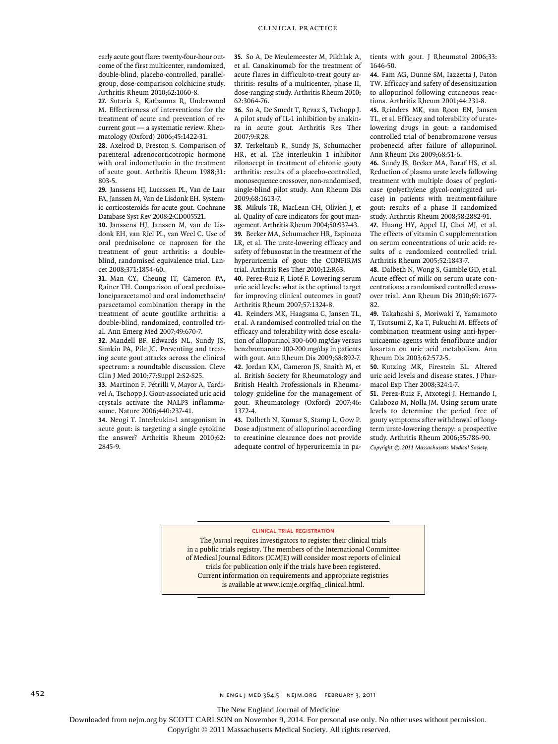early acute gout flare: twenty-four-hour outcome of the first multicenter, randomized, double-blind, placebo-controlled, parallel-group, dose-comparison colchicine study. Arthritis Rheum 2010;62:1060-8.

**27.** Sutaria S, Katbamna R, Underwood M. Effectiveness of interventions for the treatment of acute and prevention of recurrent gout — a systematic review. Rheumatology (Oxford) 2006;45:1422-31.

**28.** Axelrod D, Preston S. Comparison of parenteral adrenocorticotropic hormone with oral indomethacin in the treatment of acute gout. Arthritis Rheum 1988;31:803-5.

**29.** Janssens HJ, Lucassen PL, Van de Laar FA, Janssen M, Van de Lisdonk EH. Systemic corticosteroids for acute gout. Cochrane Database Syst Rev 2008;2:CD005521.

**30.** Janssens HJ, Janssen M, van de Lisdonk EH, van Riel PL, van Weel C. Use of oral prednisolone or naproxen for the treatment of gout arthritis: a double-blind, randomised equivalence trial. Lancet 2008;371:1854-60.

**31.** Man CY, Cheung IT, Cameron PA, Rainer TH. Comparison of oral prednisolone/paracetamol and oral indomethacin/paracetamol combination therapy in the treatment of acute goutlike arthritis: a double-blind, randomized, controlled trial. Ann Emerg Med 2007;49:670-7.

**32.** Mandell BF, Edwards NL, Sundy JS, Simkin PA, Pile JC. Preventing and treating acute gout attacks across the clinical spectrum: a roundtable discussion. Cleve Clin J Med 2010;77:Suppl 2:S2-S25.

**33.** Martinon F, Pétrilli V, Mayor A, Tardivel A, Tschopp J. Gout-associated uric acid crystals activate the NALP3 inflammasome. Nature 2006;440:237-41.

**34.** Neogi T. Interleukin-1 antagonism in acute gout: is targeting a single cytokine the answer? Arthritis Rheum 2010;62:2845-9.

**35.** So A, De Meulemeester M, Pikhlak A, et al. Canakinumab for the treatment of acute flares in difficult-to-treat gouty arthritis: results of a multicenter, phase II, dose-ranging study. Arthritis Rheum 2010;62:3064-76.

**36.** So A, De Smedt T, Revaz S, Tschopp J. A pilot study of IL-1 inhibition by anakinra in acute gout. Arthritis Res Ther 2007;9:R28.

**37.** Terkeltaub R, Sundy JS, Schumacher HR, et al. The interleukin 1 inhibitor rilonacept in treatment of chronic gouty arthritis: results of a placebo-controlled, monosequence crossover, non-randomised, single-blind pilot study. Ann Rheum Dis 2009;68:1613-7.

**38.** Mikuls TR, MacLean CH, Olivieri J, et al. Quality of care indicators for gout management. Arthritis Rheum 2004;50:937-43.

**39.** Becker MA, Schumacher HR, Espinoza LR, et al. The urate-lowering efficacy and safety of febuxostat in the treatment of the hyperuricemia of gout: the CONFIRMS trial. Arthritis Res Ther 2010;12:R63.

**40.** Perez-Ruiz F, Lioté F. Lowering serum uric acid levels: what is the optimal target for improving clinical outcomes in gout? Arthritis Rheum 2007;57:1324-8.

**41.** Reinders MK, Haagsma C, Jansen TL, et al. A randomised controlled trial on the efficacy and tolerability with dose escalation of allopurinol 300-600 mg/day versus benzbromarone 100-200 mg/day in patients with gout. Ann Rheum Dis 2009;68:892-7.

**42.** Jordan KM, Cameron JS, Snaith M, et al. British Society for Rheumatology and British Health Professionals in Rheumatology guideline for the management of gout. Rheumatology (Oxford) 2007;46:1372-4.

**43.** Dalbeth N, Kumar S, Stamp L, Gow P. Dose adjustment of allopurinol according to creatinine clearance does not provide adequate control of hyperuricemia in patients with gout. J Rheumatol 2006;33:1646-50.

**44.** Fam AG, Dunne SM, Iazzetta J, Paton TW. Efficacy and safety of desensitization to allopurinol following cutaneous reactions. Arthritis Rheum 2001;44:231-8.

**45.** Reinders MK, van Roon EN, Jansen TL, et al. Efficacy and tolerability of urate-lowering drugs in gout: a randomised controlled trial of benzbromarone versus probenecid after failure of allopurinol. Ann Rheum Dis 2009;68:51-6.

**46.** Sundy JS, Becker MA, Baraf HS, et al. Reduction of plasma urate levels following treatment with multiple doses of pegloticase (polyethylene glycol-conjugated uricase) in patients with treatment-failure gout: results of a phase II randomized study. Arthritis Rheum 2008;58:2882-91.

**47.** Huang HY, Appel LJ, Choi MJ, et al. The effects of vitamin C supplementation on serum concentrations of uric acid: results of a randomized controlled trial. Arthritis Rheum 2005;52:1843-7.

**48.** Dalbeth N, Wong S, Gamble GD, et al. Acute effect of milk on serum urate concentrations: a randomised controlled crossover trial. Ann Rheum Dis 2010;69:1677-82.

**49.** Takahashi S, Moriwaki Y, Yamamoto T, Tsutsumi Z, Ka T, Fukuchi M. Effects of combination treatment using anti-hyperuricaemic agents with fenofibrate and/or losartan on uric acid metabolism. Ann Rheum Dis 2003;62:572-5.

**50.** Kutzing MK, Firestein BL. Altered uric acid levels and disease states. J Pharmacol Exp Ther 2008;324:1-7.

**51.** Perez-Ruiz F, Atxotegi J, Hernando I, Calabozo M, Nolla JM. Using serum urate levels to determine the period free of gouty symptoms after withdrawal of long-term urate-lowering therapy: a prospective study. Arthritis Rheum 2006;55:786-90.

*Copyright © 2011 Massachusetts Medical Society.*

### CLINICAL TRIAL REGISTRATION

The *Journal* requires investigators to register their clinical trials in a public trials registry. The members of the International Committee of Medical Journal Editors (ICMJE) will consider most reports of clinical trials for publication only if the trials have been registered. Current information on requirements and appropriate registries is available at www.icmje.org/faq_clinical.html.